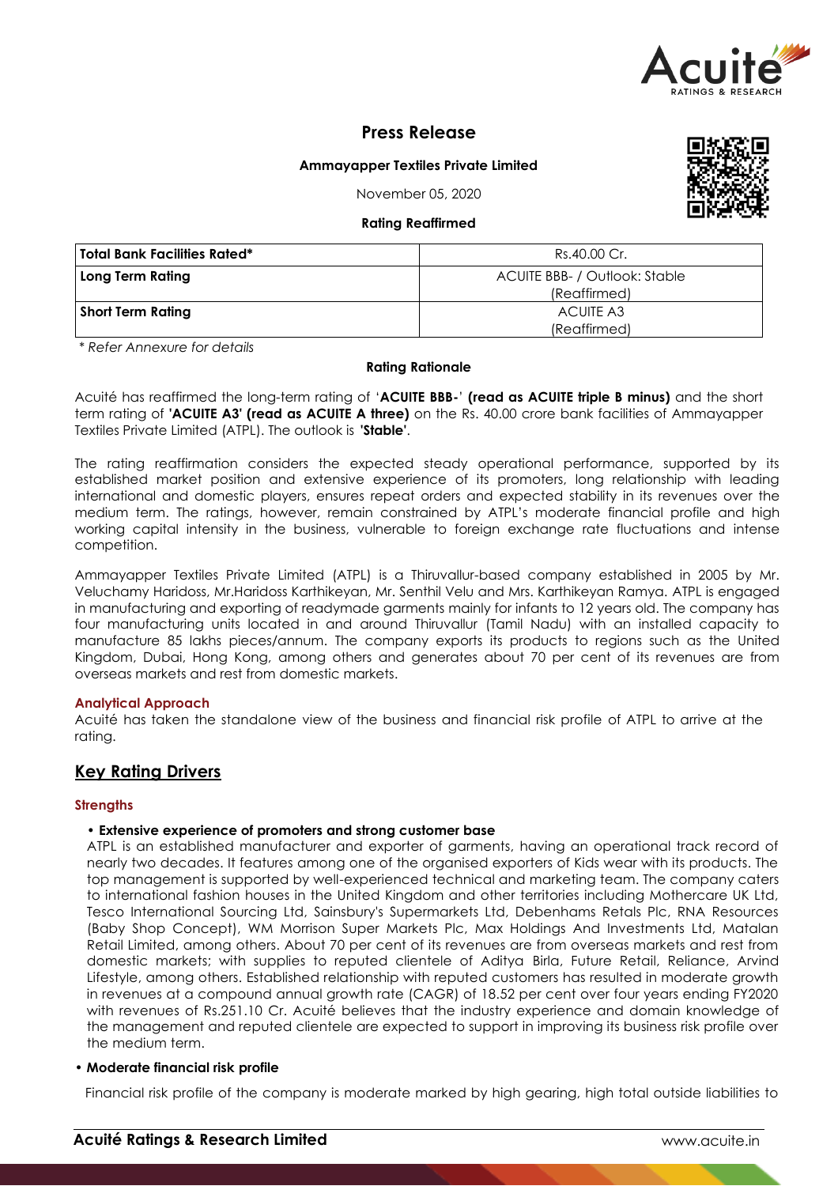# Press Release

**Ammayapper Textiles Private Limited**

November 05, 2020

**Rating Reaffirmed**

| Total Bank Facilities Rated* | Rs.40.00 Cr. |
|---|---|
| **Long Term Rating** | ACUITE BBB- / Outlook: Stable (Reaffirmed) |
| **Short Term Rating** | ACUITE A3 (Reaffirmed) |

*\* Refer Annexure for details*

**Rating Rationale**

Acuité has reaffirmed the long-term rating of '**ACUITE BBB-**' **(read as ACUITE triple B minus)** and the short term rating of **'ACUITE A3' (read as ACUITE A three)** on the Rs. 40.00 crore bank facilities of Ammayapper Textiles Private Limited (ATPL). The outlook is **'Stable'**.

The rating reaffirmation considers the expected steady operational performance, supported by its established market position and extensive experience of its promoters, long relationship with leading international and domestic players, ensures repeat orders and expected stability in its revenues over the medium term. The ratings, however, remain constrained by ATPL's moderate financial profile and high working capital intensity in the business, vulnerable to foreign exchange rate fluctuations and intense competition.

Ammayapper Textiles Private Limited (ATPL) is a Thiruvallur-based company established in 2005 by Mr. Veluchamy Haridoss, Mr.Haridoss Karthikeyan, Mr. Senthil Velu and Mrs. Karthikeyan Ramya. ATPL is engaged in manufacturing and exporting of readymade garments mainly for infants to 12 years old. The company has four manufacturing units located in and around Thiruvallur (Tamil Nadu) with an installed capacity to manufacture 85 lakhs pieces/annum. The company exports its products to regions such as the United Kingdom, Dubai, Hong Kong, among others and generates about 70 per cent of its revenues are from overseas markets and rest from domestic markets.

### Analytical Approach

Acuité has taken the standalone view of the business and financial risk profile of ATPL to arrive at the rating.

## Key Rating Drivers

### Strengths

- **Extensive experience of promoters and strong customer base**

  ATPL is an established manufacturer and exporter of garments, having an operational track record of nearly two decades. It features among one of the organised exporters of Kids wear with its products. The top management is supported by well-experienced technical and marketing team. The company caters to international fashion houses in the United Kingdom and other territories including Mothercare UK Ltd, Tesco International Sourcing Ltd, Sainsbury's Supermarkets Ltd, Debenhams Retals Plc, RNA Resources (Baby Shop Concept), WM Morrison Super Markets Plc, Max Holdings And Investments Ltd, Matalan Retail Limited, among others. About 70 per cent of its revenues are from overseas markets and rest from domestic markets; with supplies to reputed clientele of Aditya Birla, Future Retail, Reliance, Arvind Lifestyle, among others. Established relationship with reputed customers has resulted in moderate growth in revenues at a compound annual growth rate (CAGR) of 18.52 per cent over four years ending FY2020 with revenues of Rs.251.10 Cr. Acuité believes that the industry experience and domain knowledge of the management and reputed clientele are expected to support in improving its business risk profile over the medium term.

- **Moderate financial risk profile**

  Financial risk profile of the company is moderate marked by high gearing, high total outside liabilities to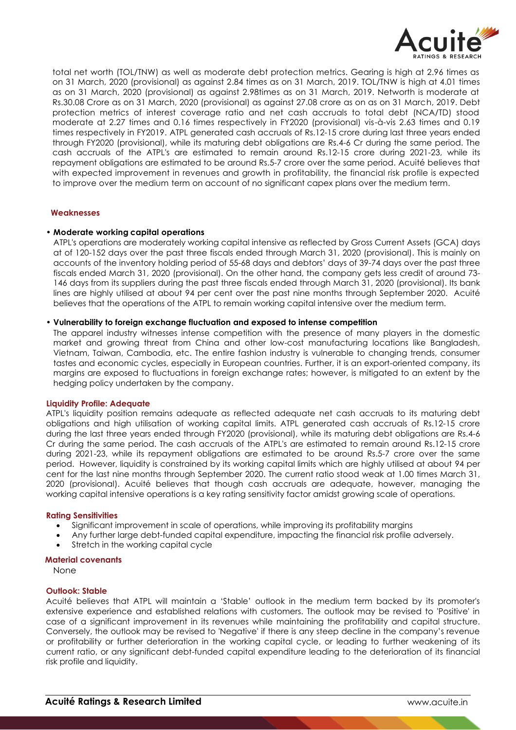total net worth (TOL/TNW) as well as moderate debt protection metrics. Gearing is high at 2.96 times as on 31 March, 2020 (provisional) as against 2.84 times as on 31 March, 2019. TOL/TNW is high at 4.01 times as on 31 March, 2020 (provisional) as against 2.98times as on 31 March, 2019. Networth is moderate at Rs.30.08 Crore as on 31 March, 2020 (provisional) as against 27.08 crore as on as on 31 March, 2019. Debt protection metrics of interest coverage ratio and net cash accruals to total debt (NCA/TD) stood moderate at 2.27 times and 0.16 times respectively in FY2020 (provisional) vis-à-vis 2.63 times and 0.19 times respectively in FY2019. ATPL generated cash accruals of Rs.12-15 crore during last three years ended through FY2020 (provisional), while its maturing debt obligations are Rs.4-6 Cr during the same period. The cash accruals of the ATPL's are estimated to remain around Rs.12-15 crore during 2021-23, while its repayment obligations are estimated to be around Rs.5-7 crore over the same period. Acuité believes that with expected improvement in revenues and growth in profitability, the financial risk profile is expected to improve over the medium term on account of no significant capex plans over the medium term.

## Weaknesses

- **Moderate working capital operations**

  ATPL's operations are moderately working capital intensive as reflected by Gross Current Assets (GCA) days at of 120-152 days over the past three fiscals ended through March 31, 2020 (provisional). This is mainly on accounts of the inventory holding period of 55-68 days and debtors' days of 39-74 days over the past three fiscals ended March 31, 2020 (provisional). On the other hand, the company gets less credit of around 73-146 days from its suppliers during the past three fiscals ended through March 31, 2020 (provisional). Its bank lines are highly utilised at about 94 per cent over the past nine months through September 2020. Acuité believes that the operations of the ATPL to remain working capital intensive over the medium term.

- **Vulnerability to foreign exchange fluctuation and exposed to intense competition**

  The apparel industry witnesses intense competition with the presence of many players in the domestic market and growing threat from China and other low-cost manufacturing locations like Bangladesh, Vietnam, Taiwan, Cambodia, etc. The entire fashion industry is vulnerable to changing trends, consumer tastes and economic cycles, especially in European countries. Further, it is an export-oriented company, its margins are exposed to fluctuations in foreign exchange rates; however, is mitigated to an extent by the hedging policy undertaken by the company.

## Liquidity Profile: Adequate

ATPL's liquidity position remains adequate as reflected adequate net cash accruals to its maturing debt obligations and high utilisation of working capital limits. ATPL generated cash accruals of Rs.12-15 crore during the last three years ended through FY2020 (provisional), while its maturing debt obligations are Rs.4-6 Cr during the same period. The cash accruals of the ATPL's are estimated to remain around Rs.12-15 crore during 2021-23, while its repayment obligations are estimated to be around Rs.5-7 crore over the same period. However, liquidity is constrained by its working capital limits which are highly utilised at about 94 per cent for the last nine months through September 2020. The current ratio stood weak at 1.00 times March 31, 2020 (provisional). Acuité believes that though cash accruals are adequate, however, managing the working capital intensive operations is a key rating sensitivity factor amidst growing scale of operations.

## Rating Sensitivities

- Significant improvement in scale of operations, while improving its profitability margins
- Any further large debt-funded capital expenditure, impacting the financial risk profile adversely.
- Stretch in the working capital cycle

## Material covenants

None

## Outlook: Stable

Acuité believes that ATPL will maintain a 'Stable' outlook in the medium term backed by its promoter's extensive experience and established relations with customers. The outlook may be revised to 'Positive' in case of a significant improvement in its revenues while maintaining the profitability and capital structure. Conversely, the outlook may be revised to 'Negative' if there is any steep decline in the company's revenue or profitability or further deterioration in the working capital cycle, or leading to further weakening of its current ratio, or any significant debt-funded capital expenditure leading to the deterioration of its financial risk profile and liquidity.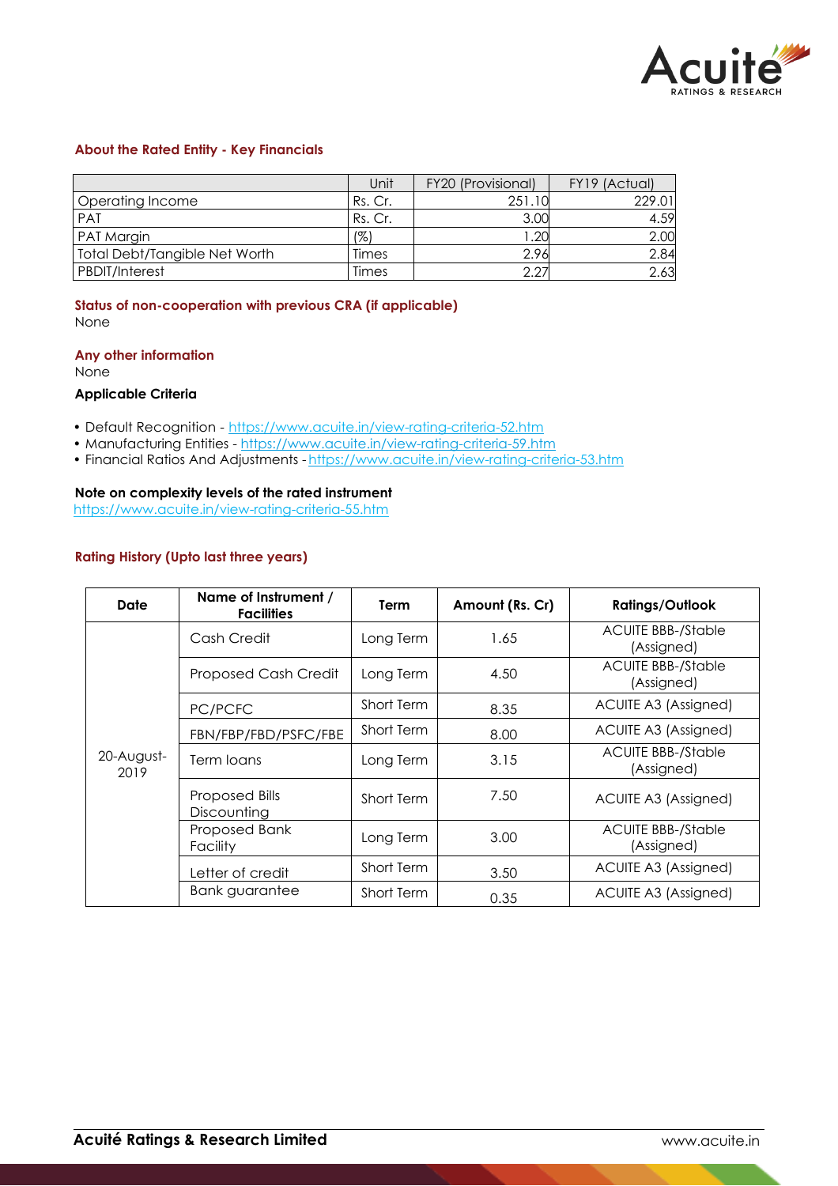### About the Rated Entity - Key Financials

| | Unit | FY20 (Provisional) | FY19 (Actual) |
|---|---|---|---|
| Operating Income | Rs. Cr. | 251.10 | 229.01 |
| PAT | Rs. Cr. | 3.00 | 4.59 |
| PAT Margin | (%) | 1.20 | 2.00 |
| Total Debt/Tangible Net Worth | Times | 2.96 | 2.84 |
| PBDIT/Interest | Times | 2.27 | 2.63 |

### Status of non-cooperation with previous CRA (if applicable)

None

### Any other information

None

### Applicable Criteria

- Default Recognition - https://www.acuite.in/view-rating-criteria-52.htm
- Manufacturing Entities - https://www.acuite.in/view-rating-criteria-59.htm
- Financial Ratios And Adjustments - https://www.acuite.in/view-rating-criteria-53.htm

### Note on complexity levels of the rated instrument

https://www.acuite.in/view-rating-criteria-55.htm

### Rating History (Upto last three years)

| Date | Name of Instrument / Facilities | Term | Amount (Rs. Cr) | Ratings/Outlook |
|---|---|---|---|---|
| 20-August-2019 | Cash Credit | Long Term | 1.65 | ACUITE BBB-/Stable (Assigned) |
| | Proposed Cash Credit | Long Term | 4.50 | ACUITE BBB-/Stable (Assigned) |
| | PC/PCFC | Short Term | 8.35 | ACUITE A3 (Assigned) |
| | FBN/FBP/FBD/PSFC/FBE | Short Term | 8.00 | ACUITE A3 (Assigned) |
| | Term loans | Long Term | 3.15 | ACUITE BBB-/Stable (Assigned) |
| | Proposed Bills Discounting | Short Term | 7.50 | ACUITE A3 (Assigned) |
| | Proposed Bank Facility | Long Term | 3.00 | ACUITE BBB-/Stable (Assigned) |
| | Letter of credit | Short Term | 3.50 | ACUITE A3 (Assigned) |
| | Bank guarantee | Short Term | 0.35 | ACUITE A3 (Assigned) |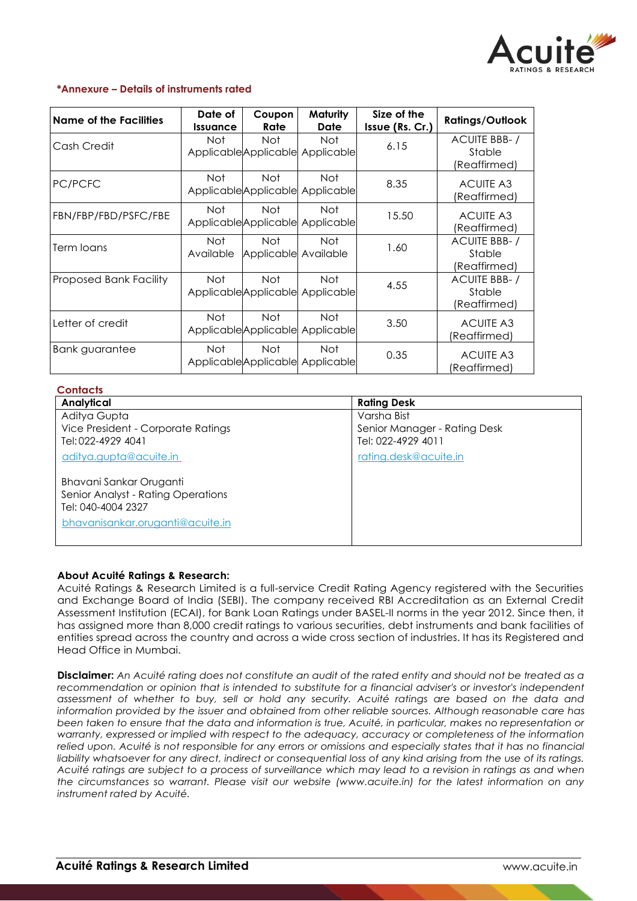**\*Annexure – Details of instruments rated**

| Name of the Facilities | Date of Issuance | Coupon Rate | Maturity Date | Size of the Issue (Rs. Cr.) | Ratings/Outlook |
|---|---|---|---|---|---|
| Cash Credit | Not Applicable | Not Applicable | Not Applicable | 6.15 | ACUITE BBB- / Stable (Reaffirmed) |
| PC/PCFC | Not Applicable | Not Applicable | Not Applicable | 8.35 | ACUITE A3 (Reaffirmed) |
| FBN/FBP/FBD/PSFC/FBE | Not Applicable | Not Applicable | Not Applicable | 15.50 | ACUITE A3 (Reaffirmed) |
| Term loans | Not Available | Not Applicable | Not Available | 1.60 | ACUITE BBB- / Stable (Reaffirmed) |
| Proposed Bank Facility | Not Applicable | Not Applicable | Not Applicable | 4.55 | ACUITE BBB- / Stable (Reaffirmed) |
| Letter of credit | Not Applicable | Not Applicable | Not Applicable | 3.50 | ACUITE A3 (Reaffirmed) |
| Bank guarantee | Not Applicable | Not Applicable | Not Applicable | 0.35 | ACUITE A3 (Reaffirmed) |

**Contacts**

| Analytical | Rating Desk |
|---|---|
| Aditya Gupta<br>Vice President - Corporate Ratings<br>Tel: 022-4929 4041<br>aditya.gupta@acuite.in<br><br>Bhavani Sankar Oruganti<br>Senior Analyst - Rating Operations<br>Tel: 040-4004 2327<br>bhavanisankar.oruganti@acuite.in | Varsha Bist<br>Senior Manager - Rating Desk<br>Tel: 022-4929 4011<br>rating.desk@acuite.in |

**About Acuité Ratings & Research:**
Acuité Ratings & Research Limited is a full-service Credit Rating Agency registered with the Securities and Exchange Board of India (SEBI). The company received RBI Accreditation as an External Credit Assessment Institution (ECAI), for Bank Loan Ratings under BASEL-II norms in the year 2012. Since then, it has assigned more than 8,000 credit ratings to various securities, debt instruments and bank facilities of entities spread across the country and across a wide cross section of industries. It has its Registered and Head Office in Mumbai.

**Disclaimer:** *An Acuité rating does not constitute an audit of the rated entity and should not be treated as a recommendation or opinion that is intended to substitute for a financial adviser's or investor's independent assessment of whether to buy, sell or hold any security. Acuité ratings are based on the data and information provided by the issuer and obtained from other reliable sources. Although reasonable care has been taken to ensure that the data and information is true, Acuité, in particular, makes no representation or warranty, expressed or implied with respect to the adequacy, accuracy or completeness of the information relied upon. Acuité is not responsible for any errors or omissions and especially states that it has no financial liability whatsoever for any direct, indirect or consequential loss of any kind arising from the use of its ratings. Acuité ratings are subject to a process of surveillance which may lead to a revision in ratings as and when the circumstances so warrant. Please visit our website (www.acuite.in) for the latest information on any instrument rated by Acuité.*